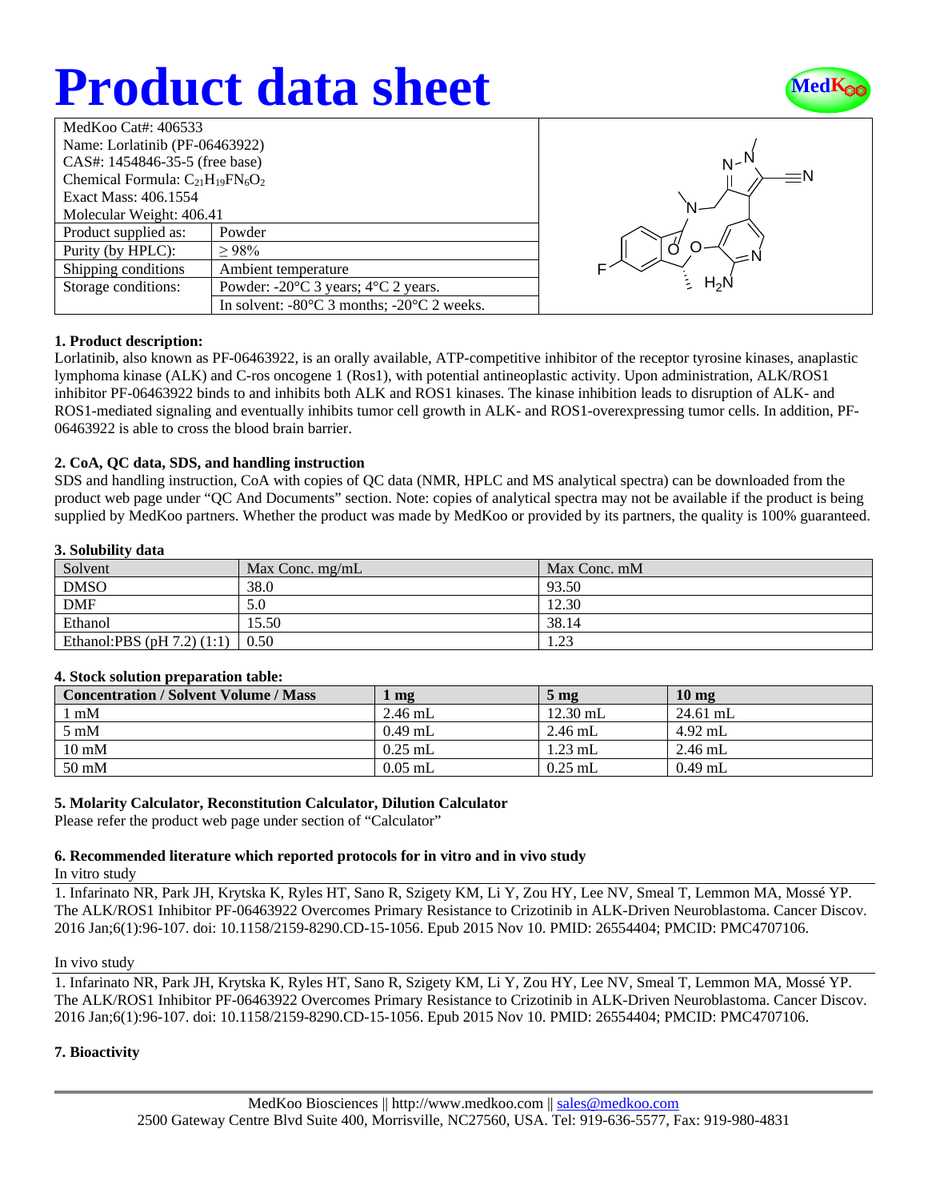# Product data sheet

| MedKoo Cat#: 406533 | |
|---|---|
| Name: Lorlatinib (PF-06463922) | |
| CAS#: 1454846-35-5 (free base) | |
| Chemical Formula: $C_{21}H_{19}FN_6O_2$ | |
| Exact Mass: 406.1554 | |
| Molecular Weight: 406.41 | |
| Product supplied as: | Powder |
| Purity (by HPLC): | ≥ 98% |
| Shipping conditions | Ambient temperature |
| Storage conditions: | Powder: -20°C 3 years; 4°C 2 years. |
| | In solvent: -80°C 3 months; -20°C 2 weeks. |

### 1. Product description:

Lorlatinib, also known as PF-06463922, is an orally available, ATP-competitive inhibitor of the receptor tyrosine kinases, anaplastic lymphoma kinase (ALK) and C-ros oncogene 1 (Ros1), with potential antineoplastic activity. Upon administration, ALK/ROS1 inhibitor PF-06463922 binds to and inhibits both ALK and ROS1 kinases. The kinase inhibition leads to disruption of ALK- and ROS1-mediated signaling and eventually inhibits tumor cell growth in ALK- and ROS1-overexpressing tumor cells. In addition, PF-06463922 is able to cross the blood brain barrier.

### 2. CoA, QC data, SDS, and handling instruction

SDS and handling instruction, CoA with copies of QC data (NMR, HPLC and MS analytical spectra) can be downloaded from the product web page under "QC And Documents" section. Note: copies of analytical spectra may not be available if the product is being supplied by MedKoo partners. Whether the product was made by MedKoo or provided by its partners, the quality is 100% guaranteed.

### 3. Solubility data

| Solvent | Max Conc. mg/mL | Max Conc. mM |
|---|---|---|
| DMSO | 38.0 | 93.50 |
| DMF | 5.0 | 12.30 |
| Ethanol | 15.50 | 38.14 |
| Ethanol:PBS (pH 7.2) (1:1) | 0.50 | 1.23 |

### 4. Stock solution preparation table:

| Concentration / Solvent Volume / Mass | 1 mg | 5 mg | 10 mg |
|---|---|---|---|
| 1 mM | 2.46 mL | 12.30 mL | 24.61 mL |
| 5 mM | 0.49 mL | 2.46 mL | 4.92 mL |
| 10 mM | 0.25 mL | 1.23 mL | 2.46 mL |
| 50 mM | 0.05 mL | 0.25 mL | 0.49 mL |

### 5. Molarity Calculator, Reconstitution Calculator, Dilution Calculator

Please refer the product web page under section of "Calculator"

### 6. Recommended literature which reported protocols for in vitro and in vivo study

In vitro study

1. Infarinato NR, Park JH, Krytska K, Ryles HT, Sano R, Szigety KM, Li Y, Zou HY, Lee NV, Smeal T, Lemmon MA, Mossé YP. The ALK/ROS1 Inhibitor PF-06463922 Overcomes Primary Resistance to Crizotinib in ALK-Driven Neuroblastoma. Cancer Discov. 2016 Jan;6(1):96-107. doi: 10.1158/2159-8290.CD-15-1056. Epub 2015 Nov 10. PMID: 26554404; PMCID: PMC4707106.

In vivo study

1. Infarinato NR, Park JH, Krytska K, Ryles HT, Sano R, Szigety KM, Li Y, Zou HY, Lee NV, Smeal T, Lemmon MA, Mossé YP. The ALK/ROS1 Inhibitor PF-06463922 Overcomes Primary Resistance to Crizotinib in ALK-Driven Neuroblastoma. Cancer Discov. 2016 Jan;6(1):96-107. doi: 10.1158/2159-8290.CD-15-1056. Epub 2015 Nov 10. PMID: 26554404; PMCID: PMC4707106.

### 7. Bioactivity

MedKoo Biosciences || http://www.medkoo.com || sales@medkoo.com
2500 Gateway Centre Blvd Suite 400, Morrisville, NC27560, USA. Tel: 919-636-5577, Fax: 919-980-4831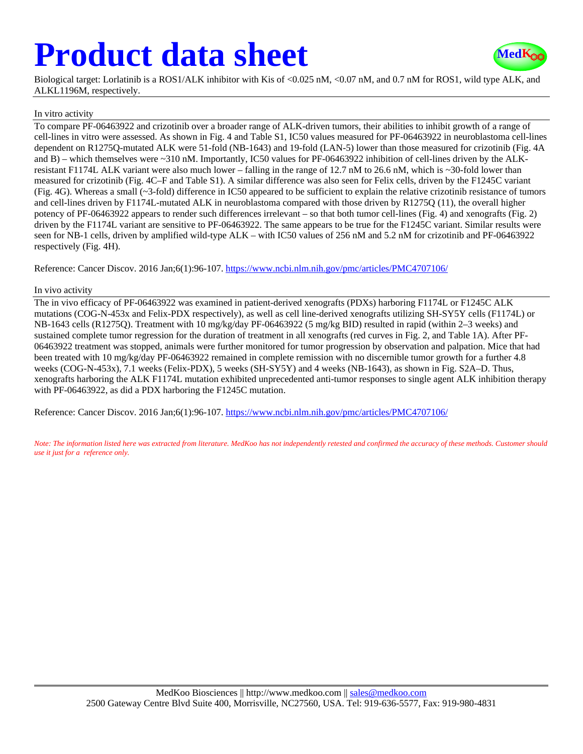# Product data sheet

Biological target: Lorlatinib is a ROS1/ALK inhibitor with Kis of <0.025 nM, <0.07 nM, and 0.7 nM for ROS1, wild type ALK, and ALKL1196M, respectively.

## In vitro activity

To compare PF-06463922 and crizotinib over a broader range of ALK-driven tumors, their abilities to inhibit growth of a range of cell-lines in vitro were assessed. As shown in Fig. 4 and Table S1, IC50 values measured for PF-06463922 in neuroblastoma cell-lines dependent on R1275Q-mutated ALK were 51-fold (NB-1643) and 19-fold (LAN-5) lower than those measured for crizotinib (Fig. 4A and B) – which themselves were ~310 nM. Importantly, IC50 values for PF-06463922 inhibition of cell-lines driven by the ALK-resistant F1174L ALK variant were also much lower – falling in the range of 12.7 nM to 26.6 nM, which is ~30-fold lower than measured for crizotinib (Fig. 4C–F and Table S1). A similar difference was also seen for Felix cells, driven by the F1245C variant (Fig. 4G). Whereas a small (~3-fold) difference in IC50 appeared to be sufficient to explain the relative crizotinib resistance of tumors and cell-lines driven by F1174L-mutated ALK in neuroblastoma compared with those driven by R1275Q (11), the overall higher potency of PF-06463922 appears to render such differences irrelevant – so that both tumor cell-lines (Fig. 4) and xenografts (Fig. 2) driven by the F1174L variant are sensitive to PF-06463922. The same appears to be true for the F1245C variant. Similar results were seen for NB-1 cells, driven by amplified wild-type ALK – with IC50 values of 256 nM and 5.2 nM for crizotinib and PF-06463922 respectively (Fig. 4H).

Reference: Cancer Discov. 2016 Jan;6(1):96-107. https://www.ncbi.nlm.nih.gov/pmc/articles/PMC4707106/

## In vivo activity

The in vivo efficacy of PF-06463922 was examined in patient-derived xenografts (PDXs) harboring F1174L or F1245C ALK mutations (COG-N-453x and Felix-PDX respectively), as well as cell line-derived xenografts utilizing SH-SY5Y cells (F1174L) or NB-1643 cells (R1275Q). Treatment with 10 mg/kg/day PF-06463922 (5 mg/kg BID) resulted in rapid (within 2–3 weeks) and sustained complete tumor regression for the duration of treatment in all xenografts (red curves in Fig. 2, and Table 1A). After PF-06463922 treatment was stopped, animals were further monitored for tumor progression by observation and palpation. Mice that had been treated with 10 mg/kg/day PF-06463922 remained in complete remission with no discernible tumor growth for a further 4.8 weeks (COG-N-453x), 7.1 weeks (Felix-PDX), 5 weeks (SH-SY5Y) and 4 weeks (NB-1643), as shown in Fig. S2A–D. Thus, xenografts harboring the ALK F1174L mutation exhibited unprecedented anti-tumor responses to single agent ALK inhibition therapy with PF-06463922, as did a PDX harboring the F1245C mutation.

Reference: Cancer Discov. 2016 Jan;6(1):96-107. https://www.ncbi.nlm.nih.gov/pmc/articles/PMC4707106/

*Note: The information listed here was extracted from literature. MedKoo has not independently retested and confirmed the accuracy of these methods. Customer should use it just for a reference only.*